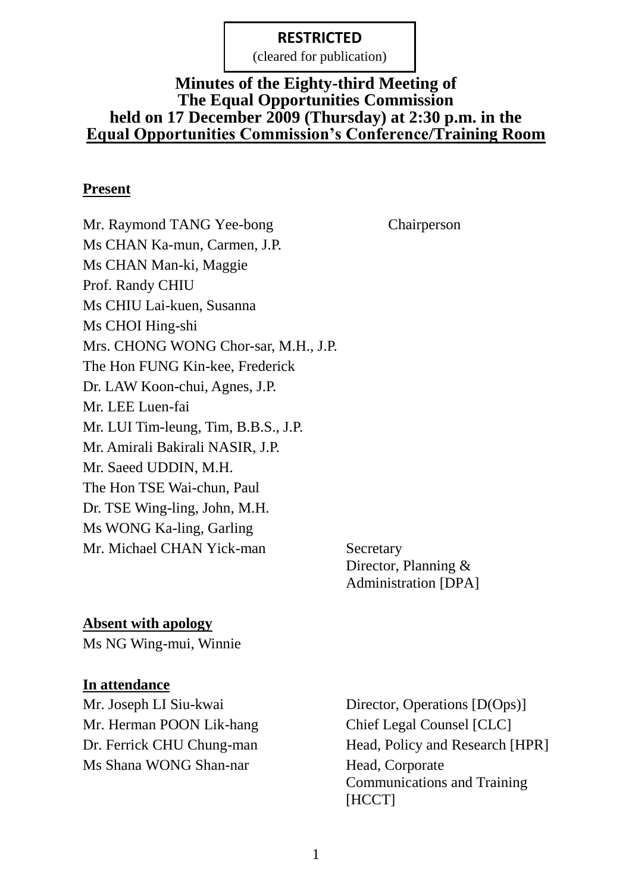**RESTRICTED**
(cleared for publication)

# Minutes of the Eighty-third Meeting of The Equal Opportunities Commission held on 17 December 2009 (Thursday) at 2:30 p.m. in the Equal Opportunities Commission's Conference/Training Room

**Present**

| | |
|---|---|
| Mr. Raymond TANG Yee-bong | Chairperson |
| Ms CHAN Ka-mun, Carmen, J.P. | |
| Ms CHAN Man-ki, Maggie | |
| Prof. Randy CHIU | |
| Ms CHIU Lai-kuen, Susanna | |
| Ms CHOI Hing-shi | |
| Mrs. CHONG WONG Chor-sar, M.H., J.P. | |
| The Hon FUNG Kin-kee, Frederick | |
| Dr. LAW Koon-chui, Agnes, J.P. | |
| Mr. LEE Luen-fai | |
| Mr. LUI Tim-leung, Tim, B.B.S., J.P. | |
| Mr. Amirali Bakirali NASIR, J.P. | |
| Mr. Saeed UDDIN, M.H. | |
| The Hon TSE Wai-chun, Paul | |
| Dr. TSE Wing-ling, John, M.H. | |
| Ms WONG Ka-ling, Garling | |
| Mr. Michael CHAN Yick-man | Secretary<br>Director, Planning & Administration [DPA] |

**Absent with apology**

Ms NG Wing-mui, Winnie

**In attendance**

| | |
|---|---|
| Mr. Joseph LI Siu-kwai | Director, Operations [D(Ops)] |
| Mr. Herman POON Lik-hang | Chief Legal Counsel [CLC] |
| Dr. Ferrick CHU Chung-man | Head, Policy and Research [HPR] |
| Ms Shana WONG Shan-nar | Head, Corporate Communications and Training [HCCT] |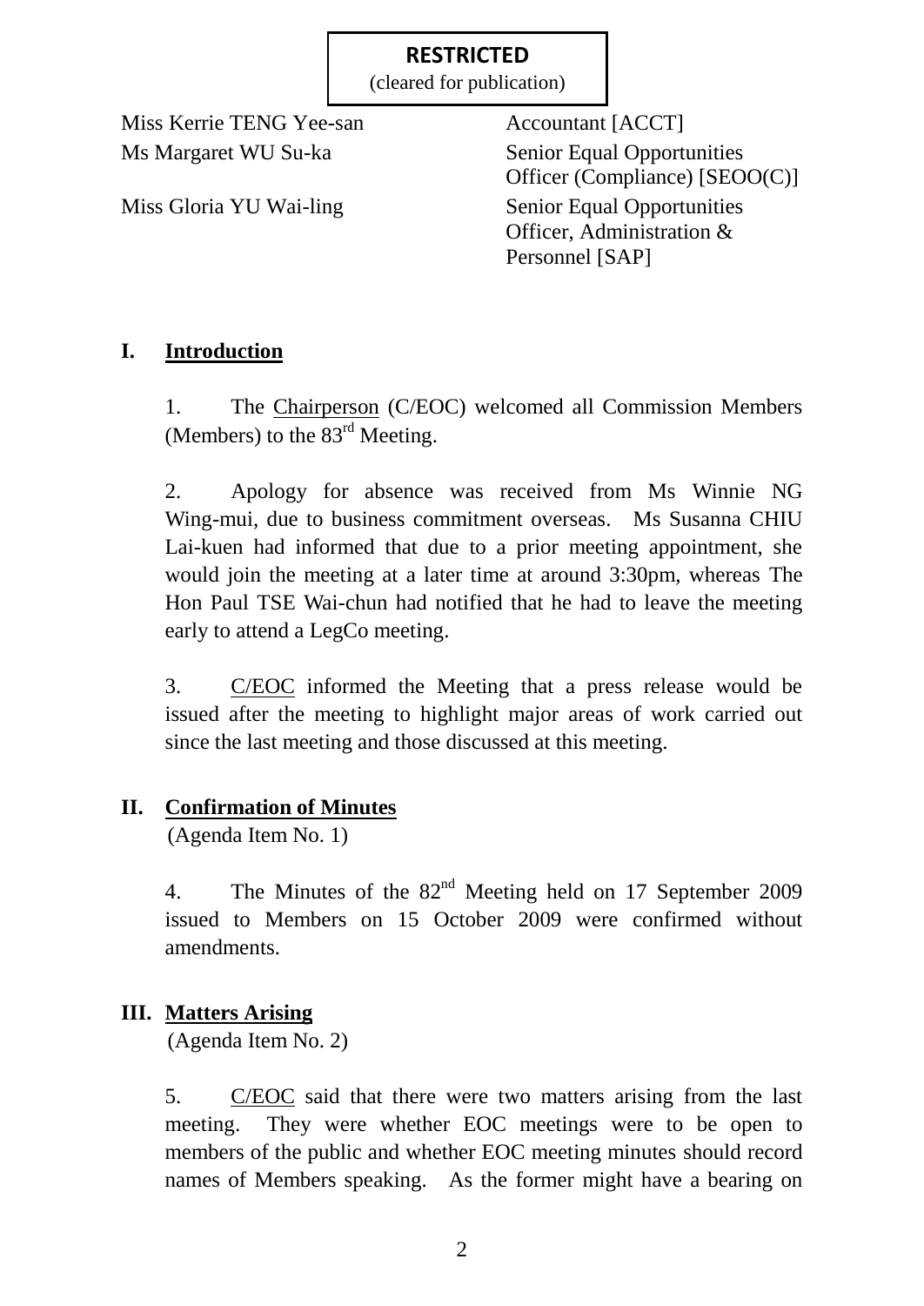**RESTRICTED**
(cleared for publication)

| | |
|---|---|
| Miss Kerrie TENG Yee-san | Accountant [ACCT] |
| Ms Margaret WU Su-ka | Senior Equal Opportunities Officer (Compliance) [SEOO(C)] |
| Miss Gloria YU Wai-ling | Senior Equal Opportunities Officer, Administration & Personnel [SAP] |

## I. Introduction

1. The Chairperson (C/EOC) welcomed all Commission Members (Members) to the 83rd Meeting.

2. Apology for absence was received from Ms Winnie NG Wing-mui, due to business commitment overseas. Ms Susanna CHIU Lai-kuen had informed that due to a prior meeting appointment, she would join the meeting at a later time at around 3:30pm, whereas The Hon Paul TSE Wai-chun had notified that he had to leave the meeting early to attend a LegCo meeting.

3. C/EOC informed the Meeting that a press release would be issued after the meeting to highlight major areas of work carried out since the last meeting and those discussed at this meeting.

## II. Confirmation of Minutes

(Agenda Item No. 1)

4. The Minutes of the 82nd Meeting held on 17 September 2009 issued to Members on 15 October 2009 were confirmed without amendments.

## III. Matters Arising

(Agenda Item No. 2)

5. C/EOC said that there were two matters arising from the last meeting. They were whether EOC meetings were to be open to members of the public and whether EOC meeting minutes should record names of Members speaking. As the former might have a bearing on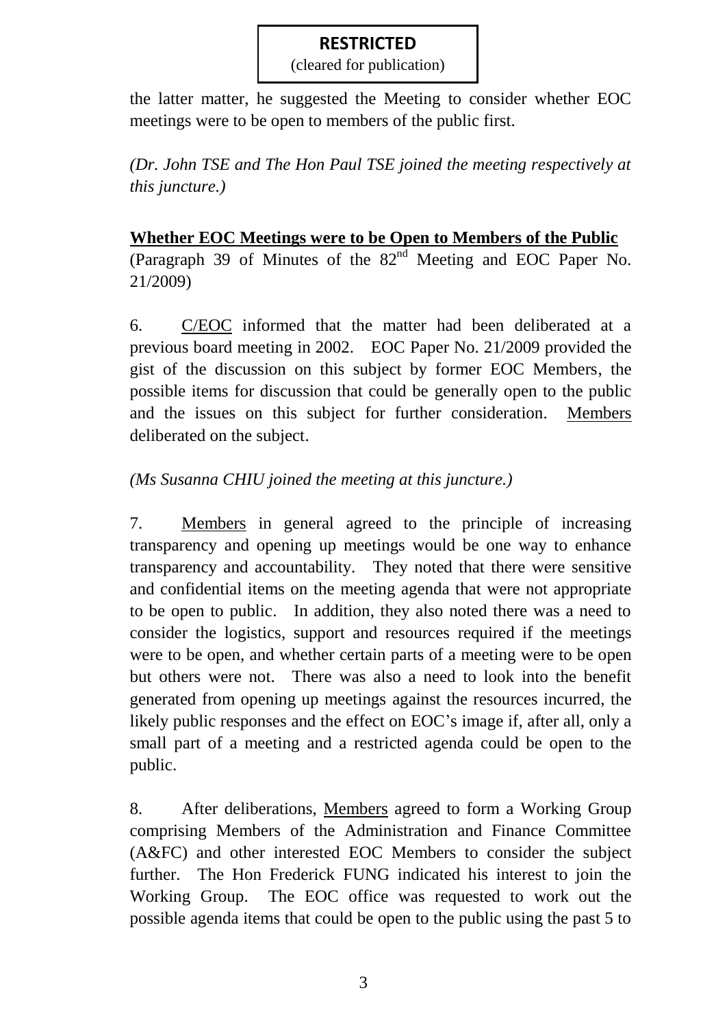the latter matter, he suggested the Meeting to consider whether EOC meetings were to be open to members of the public first.

*(Dr. John TSE and The Hon Paul TSE joined the meeting respectively at this juncture.)*

**Whether EOC Meetings were to be Open to Members of the Public**

(Paragraph 39 of Minutes of the 82nd Meeting and EOC Paper No. 21/2009)

6. C/EOC informed that the matter had been deliberated at a previous board meeting in 2002. EOC Paper No. 21/2009 provided the gist of the discussion on this subject by former EOC Members, the possible items for discussion that could be generally open to the public and the issues on this subject for further consideration. Members deliberated on the subject.

*(Ms Susanna CHIU joined the meeting at this juncture.)*

7. Members in general agreed to the principle of increasing transparency and opening up meetings would be one way to enhance transparency and accountability. They noted that there were sensitive and confidential items on the meeting agenda that were not appropriate to be open to public. In addition, they also noted there was a need to consider the logistics, support and resources required if the meetings were to be open, and whether certain parts of a meeting were to be open but others were not. There was also a need to look into the benefit generated from opening up meetings against the resources incurred, the likely public responses and the effect on EOC's image if, after all, only a small part of a meeting and a restricted agenda could be open to the public.

8. After deliberations, Members agreed to form a Working Group comprising Members of the Administration and Finance Committee (A&FC) and other interested EOC Members to consider the subject further. The Hon Frederick FUNG indicated his interest to join the Working Group. The EOC office was requested to work out the possible agenda items that could be open to the public using the past 5 to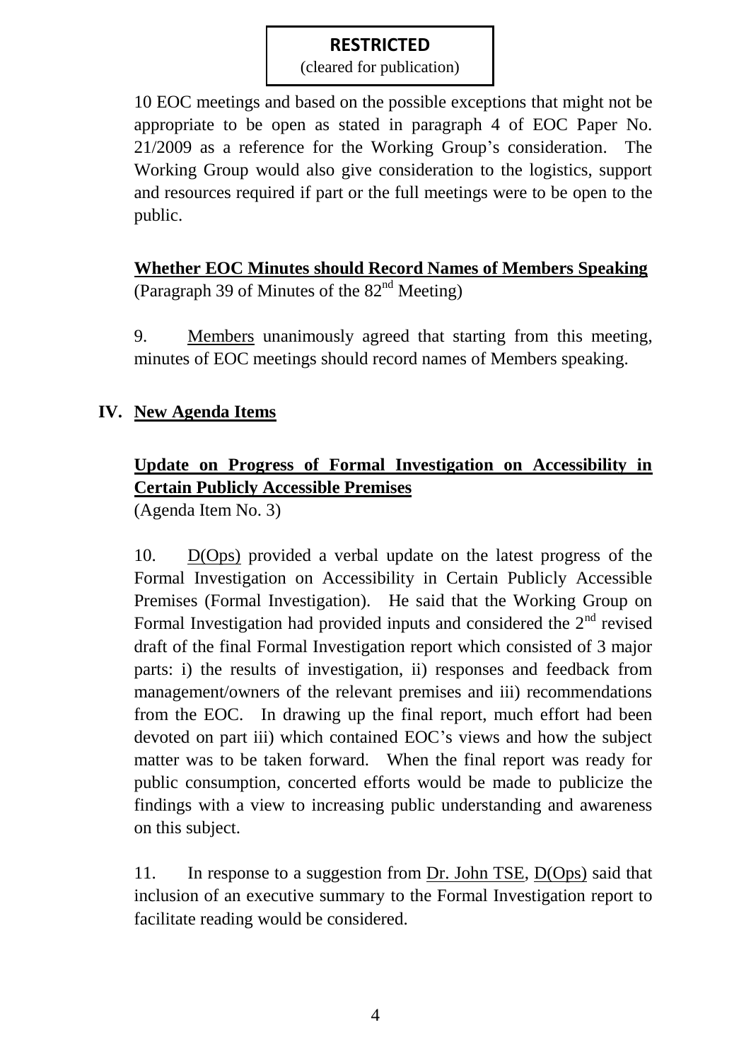**RESTRICTED**
(cleared for publication)

10 EOC meetings and based on the possible exceptions that might not be appropriate to be open as stated in paragraph 4 of EOC Paper No. 21/2009 as a reference for the Working Group's consideration. The Working Group would also give consideration to the logistics, support and resources required if part or the full meetings were to be open to the public.

**Whether EOC Minutes should Record Names of Members Speaking**
(Paragraph 39 of Minutes of the 82nd Meeting)

9. Members unanimously agreed that starting from this meeting, minutes of EOC meetings should record names of Members speaking.

## IV. New Agenda Items

**Update on Progress of Formal Investigation on Accessibility in Certain Publicly Accessible Premises**
(Agenda Item No. 3)

10. D(Ops) provided a verbal update on the latest progress of the Formal Investigation on Accessibility in Certain Publicly Accessible Premises (Formal Investigation). He said that the Working Group on Formal Investigation had provided inputs and considered the 2nd revised draft of the final Formal Investigation report which consisted of 3 major parts: i) the results of investigation, ii) responses and feedback from management/owners of the relevant premises and iii) recommendations from the EOC. In drawing up the final report, much effort had been devoted on part iii) which contained EOC's views and how the subject matter was to be taken forward. When the final report was ready for public consumption, concerted efforts would be made to publicize the findings with a view to increasing public understanding and awareness on this subject.

11. In response to a suggestion from Dr. John TSE, D(Ops) said that inclusion of an executive summary to the Formal Investigation report to facilitate reading would be considered.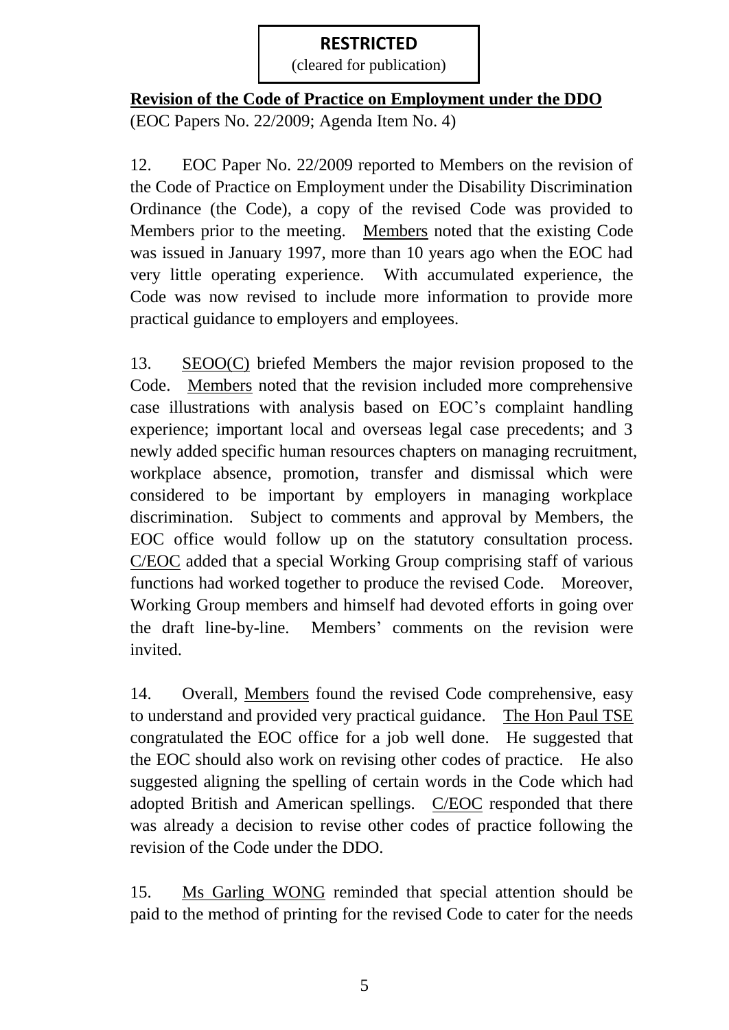**RESTRICTED**
(cleared for publication)

**Revision of the Code of Practice on Employment under the DDO**
(EOC Papers No. 22/2009; Agenda Item No. 4)

12. EOC Paper No. 22/2009 reported to Members on the revision of the Code of Practice on Employment under the Disability Discrimination Ordinance (the Code), a copy of the revised Code was provided to Members prior to the meeting. Members noted that the existing Code was issued in January 1997, more than 10 years ago when the EOC had very little operating experience. With accumulated experience, the Code was now revised to include more information to provide more practical guidance to employers and employees.

13. SEOO(C) briefed Members the major revision proposed to the Code. Members noted that the revision included more comprehensive case illustrations with analysis based on EOC's complaint handling experience; important local and overseas legal case precedents; and 3 newly added specific human resources chapters on managing recruitment, workplace absence, promotion, transfer and dismissal which were considered to be important by employers in managing workplace discrimination. Subject to comments and approval by Members, the EOC office would follow up on the statutory consultation process. C/EOC added that a special Working Group comprising staff of various functions had worked together to produce the revised Code. Moreover, Working Group members and himself had devoted efforts in going over the draft line-by-line. Members' comments on the revision were invited.

14. Overall, Members found the revised Code comprehensive, easy to understand and provided very practical guidance. The Hon Paul TSE congratulated the EOC office for a job well done. He suggested that the EOC should also work on revising other codes of practice. He also suggested aligning the spelling of certain words in the Code which had adopted British and American spellings. C/EOC responded that there was already a decision to revise other codes of practice following the revision of the Code under the DDO.

15. Ms Garling WONG reminded that special attention should be paid to the method of printing for the revised Code to cater for the needs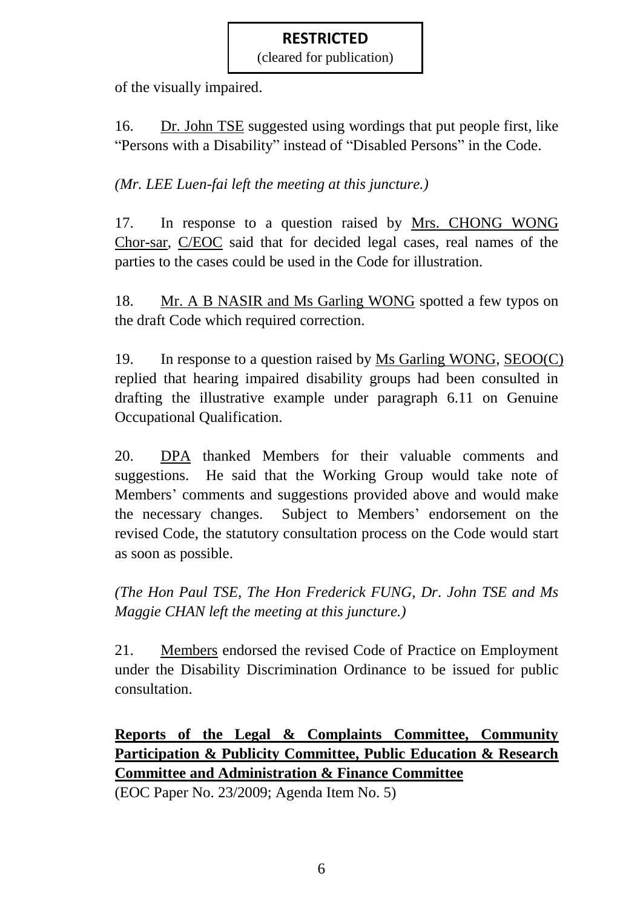of the visually impaired.

16. Dr. John TSE suggested using wordings that put people first, like "Persons with a Disability" instead of "Disabled Persons" in the Code.

*(Mr. LEE Luen-fai left the meeting at this juncture.)*

17. In response to a question raised by Mrs. CHONG WONG Chor-sar, C/EOC said that for decided legal cases, real names of the parties to the cases could be used in the Code for illustration.

18. Mr. A B NASIR and Ms Garling WONG spotted a few typos on the draft Code which required correction.

19. In response to a question raised by Ms Garling WONG, SEOO(C) replied that hearing impaired disability groups had been consulted in drafting the illustrative example under paragraph 6.11 on Genuine Occupational Qualification.

20. DPA thanked Members for their valuable comments and suggestions. He said that the Working Group would take note of Members' comments and suggestions provided above and would make the necessary changes. Subject to Members' endorsement on the revised Code, the statutory consultation process on the Code would start as soon as possible.

*(The Hon Paul TSE, The Hon Frederick FUNG, Dr. John TSE and Ms Maggie CHAN left the meeting at this juncture.)*

21. Members endorsed the revised Code of Practice on Employment under the Disability Discrimination Ordinance to be issued for public consultation.

**Reports of the Legal & Complaints Committee, Community Participation & Publicity Committee, Public Education & Research Committee and Administration & Finance Committee**

(EOC Paper No. 23/2009; Agenda Item No. 5)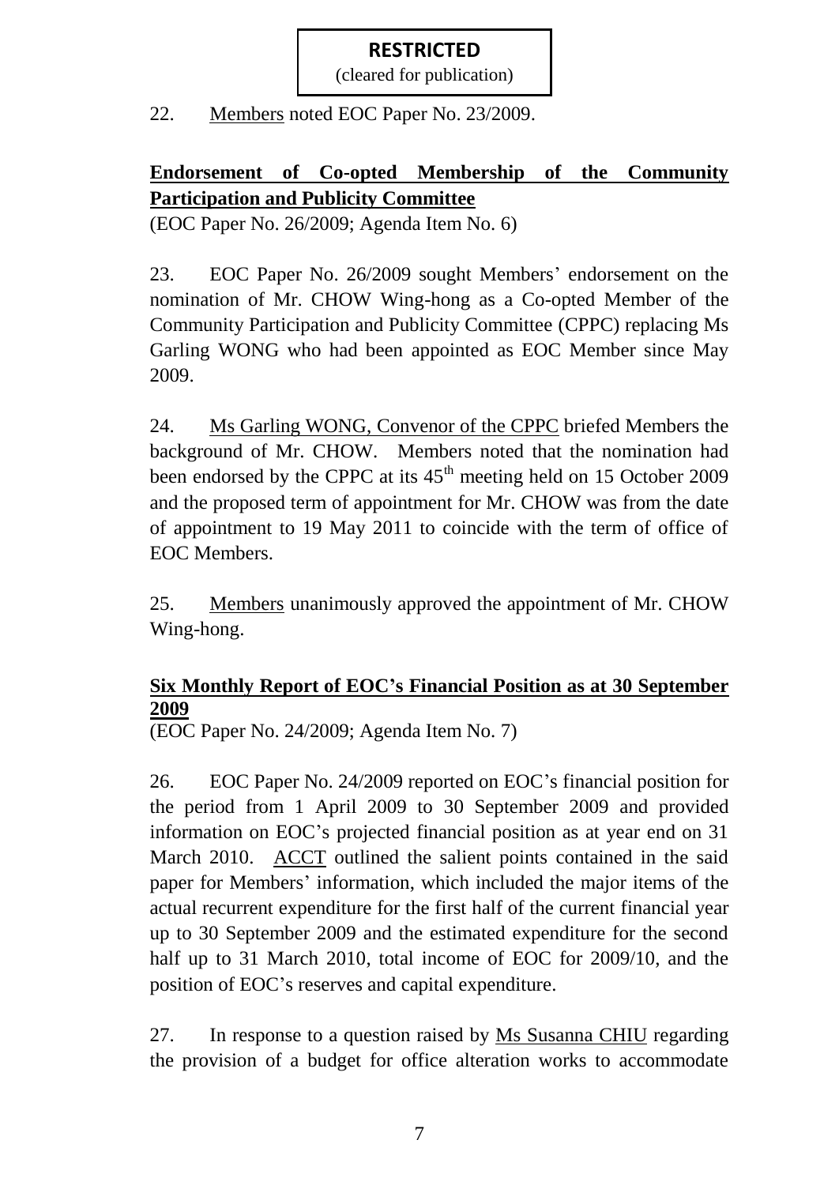**RESTRICTED**
(cleared for publication)

22. Members noted EOC Paper No. 23/2009.

**Endorsement of Co-opted Membership of the Community Participation and Publicity Committee**

(EOC Paper No. 26/2009; Agenda Item No. 6)

23. EOC Paper No. 26/2009 sought Members' endorsement on the nomination of Mr. CHOW Wing-hong as a Co-opted Member of the Community Participation and Publicity Committee (CPPC) replacing Ms Garling WONG who had been appointed as EOC Member since May 2009.

24. Ms Garling WONG, Convenor of the CPPC briefed Members the background of Mr. CHOW. Members noted that the nomination had been endorsed by the CPPC at its 45th meeting held on 15 October 2009 and the proposed term of appointment for Mr. CHOW was from the date of appointment to 19 May 2011 to coincide with the term of office of EOC Members.

25. Members unanimously approved the appointment of Mr. CHOW Wing-hong.

**Six Monthly Report of EOC's Financial Position as at 30 September 2009**

(EOC Paper No. 24/2009; Agenda Item No. 7)

26. EOC Paper No. 24/2009 reported on EOC's financial position for the period from 1 April 2009 to 30 September 2009 and provided information on EOC's projected financial position as at year end on 31 March 2010. ACCT outlined the salient points contained in the said paper for Members' information, which included the major items of the actual recurrent expenditure for the first half of the current financial year up to 30 September 2009 and the estimated expenditure for the second half up to 31 March 2010, total income of EOC for 2009/10, and the position of EOC's reserves and capital expenditure.

27. In response to a question raised by Ms Susanna CHIU regarding the provision of a budget for office alteration works to accommodate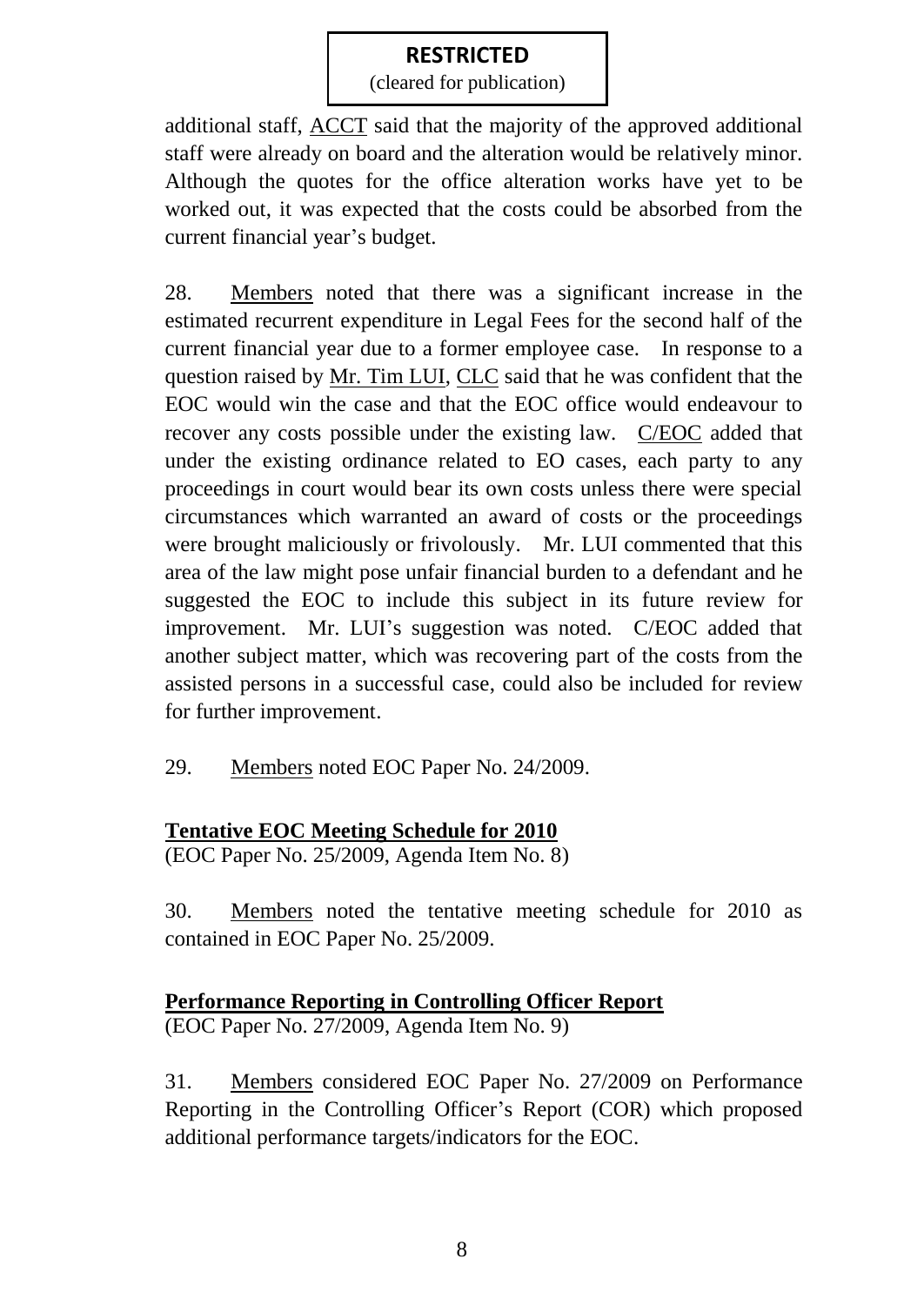additional staff, ACCT said that the majority of the approved additional staff were already on board and the alteration would be relatively minor. Although the quotes for the office alteration works have yet to be worked out, it was expected that the costs could be absorbed from the current financial year's budget.

28. Members noted that there was a significant increase in the estimated recurrent expenditure in Legal Fees for the second half of the current financial year due to a former employee case. In response to a question raised by Mr. Tim LUI, CLC said that he was confident that the EOC would win the case and that the EOC office would endeavour to recover any costs possible under the existing law. C/EOC added that under the existing ordinance related to EO cases, each party to any proceedings in court would bear its own costs unless there were special circumstances which warranted an award of costs or the proceedings were brought maliciously or frivolously. Mr. LUI commented that this area of the law might pose unfair financial burden to a defendant and he suggested the EOC to include this subject in its future review for improvement. Mr. LUI's suggestion was noted. C/EOC added that another subject matter, which was recovering part of the costs from the assisted persons in a successful case, could also be included for review for further improvement.

29. Members noted EOC Paper No. 24/2009.

**Tentative EOC Meeting Schedule for 2010**

(EOC Paper No. 25/2009, Agenda Item No. 8)

30. Members noted the tentative meeting schedule for 2010 as contained in EOC Paper No. 25/2009.

**Performance Reporting in Controlling Officer Report**

(EOC Paper No. 27/2009, Agenda Item No. 9)

31. Members considered EOC Paper No. 27/2009 on Performance Reporting in the Controlling Officer's Report (COR) which proposed additional performance targets/indicators for the EOC.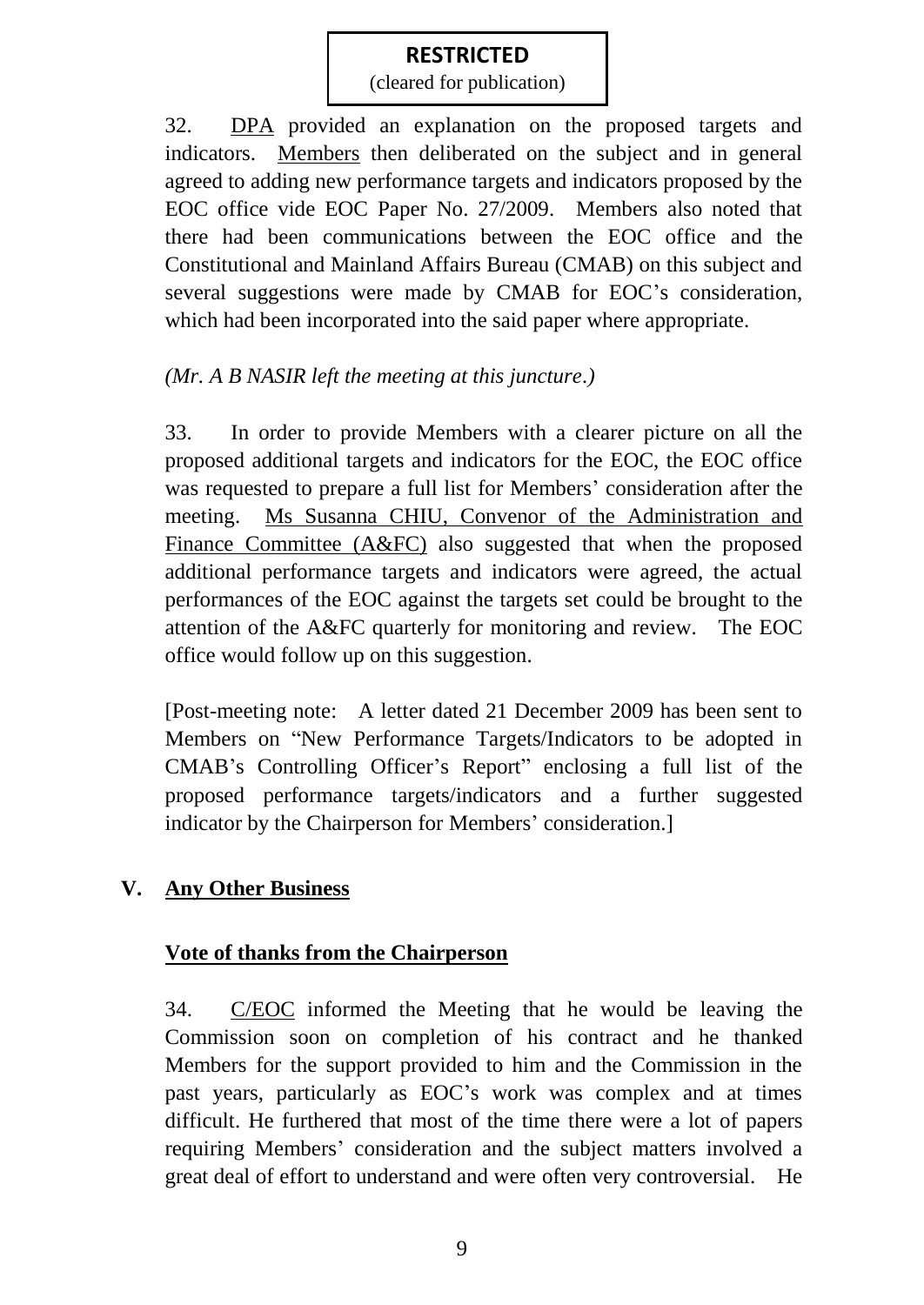32. DPA provided an explanation on the proposed targets and indicators. Members then deliberated on the subject and in general agreed to adding new performance targets and indicators proposed by the EOC office vide EOC Paper No. 27/2009. Members also noted that there had been communications between the EOC office and the Constitutional and Mainland Affairs Bureau (CMAB) on this subject and several suggestions were made by CMAB for EOC's consideration, which had been incorporated into the said paper where appropriate.

*(Mr. A B NASIR left the meeting at this juncture.)*

33. In order to provide Members with a clearer picture on all the proposed additional targets and indicators for the EOC, the EOC office was requested to prepare a full list for Members' consideration after the meeting. Ms Susanna CHIU, Convenor of the Administration and Finance Committee (A&FC) also suggested that when the proposed additional performance targets and indicators were agreed, the actual performances of the EOC against the targets set could be brought to the attention of the A&FC quarterly for monitoring and review. The EOC office would follow up on this suggestion.

[Post-meeting note: A letter dated 21 December 2009 has been sent to Members on "New Performance Targets/Indicators to be adopted in CMAB's Controlling Officer's Report" enclosing a full list of the proposed performance targets/indicators and a further suggested indicator by the Chairperson for Members' consideration.]

## V. Any Other Business

### Vote of thanks from the Chairperson

34. C/EOC informed the Meeting that he would be leaving the Commission soon on completion of his contract and he thanked Members for the support provided to him and the Commission in the past years, particularly as EOC's work was complex and at times difficult. He furthered that most of the time there were a lot of papers requiring Members' consideration and the subject matters involved a great deal of effort to understand and were often very controversial. He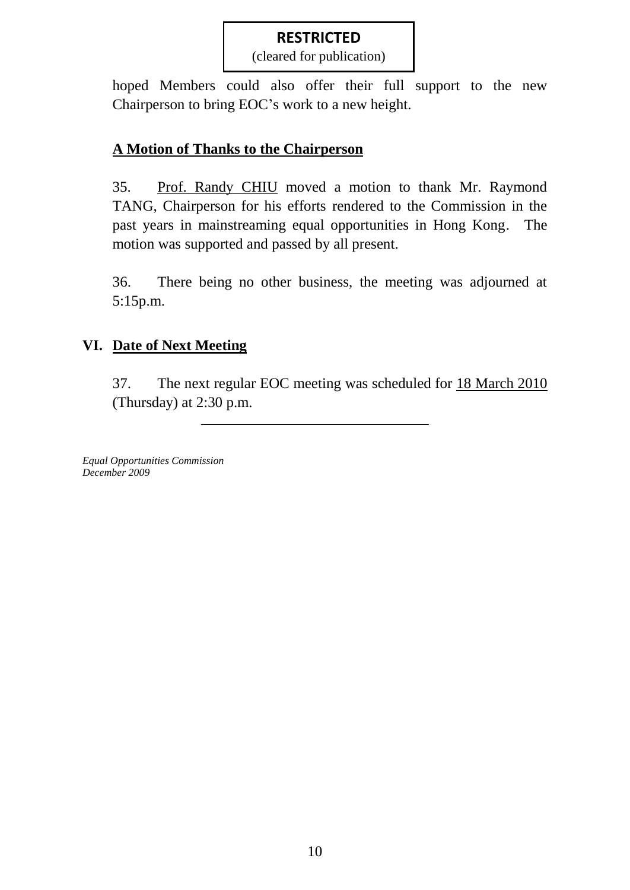**RESTRICTED**
(cleared for publication)

hoped Members could also offer their full support to the new Chairperson to bring EOC's work to a new height.

**A Motion of Thanks to the Chairperson**

35. Prof. Randy CHIU moved a motion to thank Mr. Raymond TANG, Chairperson for his efforts rendered to the Commission in the past years in mainstreaming equal opportunities in Hong Kong. The motion was supported and passed by all present.

36. There being no other business, the meeting was adjourned at 5:15p.m.

## VI. Date of Next Meeting

37. The next regular EOC meeting was scheduled for 18 March 2010 (Thursday) at 2:30 p.m.

---

*Equal Opportunities Commission*
*December 2009*